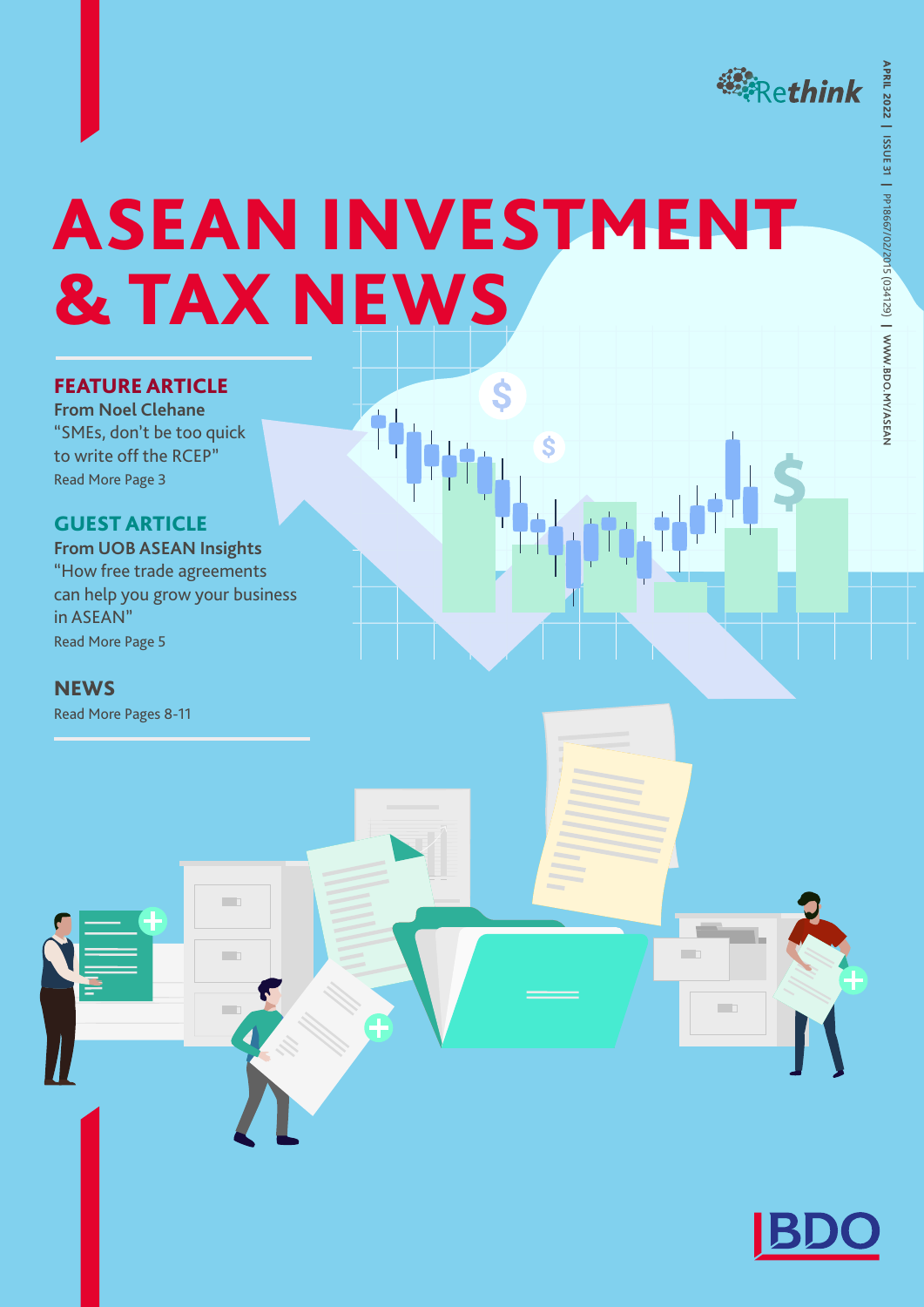Rethink

APRIL 2022 | ISSUE 31 | PP18667/02/2015 (034129) | WWW.BDO.MY/ASEAN

# ASEAN INVESTMENT & TAX NEWS

## FEATURE ARTICLE

**From Noel Clehane**

"SMEs, don't be too quick to write off the RCEP"

Read More Page 3

## GUEST ARTICLE

**From UOB ASEAN Insights**

"How free trade agreements can help you grow your business in ASEAN"

Read More Page 5

## NEWS

Read More Pages 8-11

BDO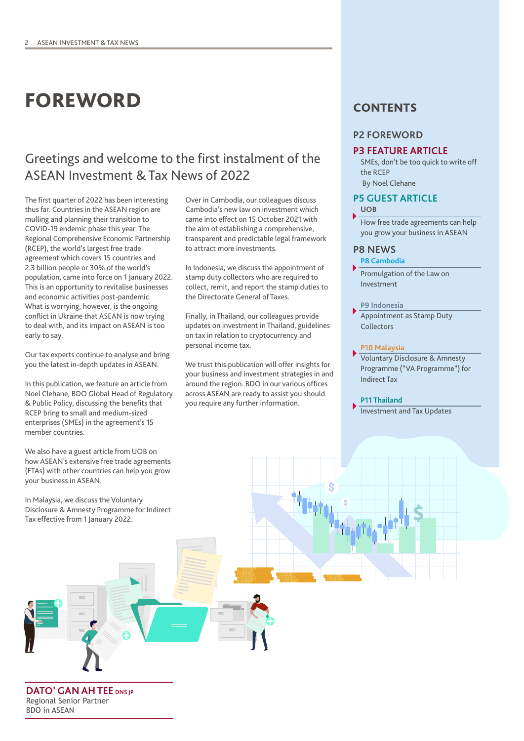# FOREWORD

## Greetings and welcome to the first instalment of the ASEAN Investment & Tax News of 2022

The first quarter of 2022 has been interesting thus far. Countries in the ASEAN region are mulling and planning their transition to COVID-19 endemic phase this year. The Regional Comprehensive Economic Partnership (RCEP), the world's largest free trade agreement which covers 15 countries and 2.3 billion people or 30% of the world's population, came into force on 1 January 2022. This is an opportunity to revitalise businesses and economic activities post-pandemic. What is worrying, however, is the ongoing conflict in Ukraine that ASEAN is now trying to deal with, and its impact on ASEAN is too early to say.

Our tax experts continue to analyse and bring you the latest in-depth updates in ASEAN.

In this publication, we feature an article from Noel Clehane, BDO Global Head of Regulatory & Public Policy, discussing the benefits that RCEP bring to small and medium-sized enterprises (SMEs) in the agreement's 15 member countries.

We also have a guest article from UOB on how ASEAN's extensive free trade agreements (FTAs) with other countries can help you grow your business in ASEAN.

In Malaysia, we discuss the Voluntary Disclosure & Amnesty Programme for Indirect Tax effective from 1 January 2022.

Over in Cambodia, our colleagues discuss Cambodia's new law on investment which came into effect on 15 October 2021 with the aim of establishing a comprehensive, transparent and predictable legal framework to attract more investments.

In Indonesia, we discuss the appointment of stamp duty collectors who are required to collect, remit, and report the stamp duties to the Directorate General of Taxes.

Finally, in Thailand, our colleagues provide updates on investment in Thailand, guidelines on tax in relation to cryptocurrency and personal income tax.

We trust this publication will offer insights for your business and investment strategies in and around the region. BDO in our various offices across ASEAN are ready to assist you should you require any further information.

**DATO' GAN AH TEE** DNS JP
Regional Senior Partner
BDO in ASEAN

## CONTENTS

**P2 FOREWORD**

**P3 FEATURE ARTICLE**
SMEs, don't be too quick to write off the RCEP
By Noel Clehane

**P5 GUEST ARTICLE**
UOB
How free trade agreements can help you grow your business in ASEAN

**P8 NEWS**

**P8 Cambodia**
Promulgation of the Law on Investment

**P9 Indonesia**
Appointment as Stamp Duty Collectors

**P10 Malaysia**
Voluntary Disclosure & Amnesty Programme ("VA Programme") for Indirect Tax

**P11 Thailand**
Investment and Tax Updates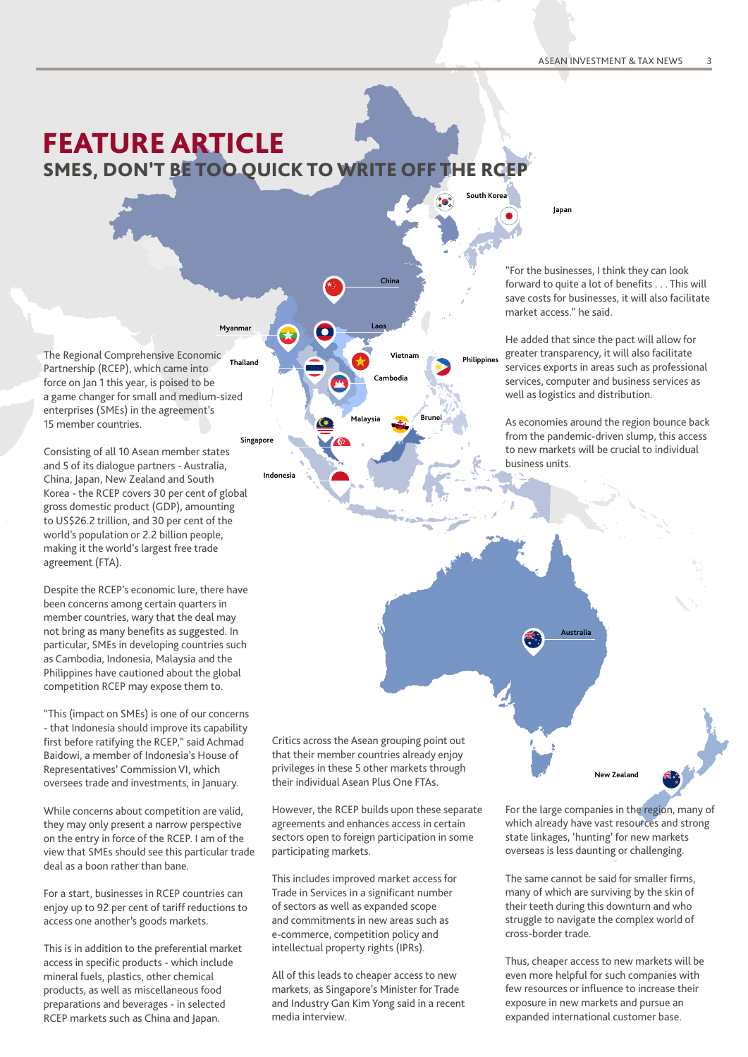# FEATURE ARTICLE

## SMES, DON'T BE TOO QUICK TO WRITE OFF THE RCEP

The Regional Comprehensive Economic Partnership (RCEP), which came into force on Jan 1 this year, is poised to be a game changer for small and medium-sized enterprises (SMEs) in the agreement's 15 member countries.

Consisting of all 10 Asean member states and 5 of its dialogue partners - Australia, China, Japan, New Zealand and South Korea - the RCEP covers 30 per cent of global gross domestic product (GDP), amounting to US$26.2 trillion, and 30 per cent of the world's population or 2.2 billion people, making it the world's largest free trade agreement (FTA).

Despite the RCEP's economic lure, there have been concerns among certain quarters in member countries, wary that the deal may not bring as many benefits as suggested. In particular, SMEs in developing countries such as Cambodia, Indonesia, Malaysia and the Philippines have cautioned about the global competition RCEP may expose them to.

"This (impact on SMEs) is one of our concerns - that Indonesia should improve its capability first before ratifying the RCEP," said Achmad Baidowi, a member of Indonesia's House of Representatives' Commission VI, which oversees trade and investments, in January.

While concerns about competition are valid, they may only present a narrow perspective on the entry in force of the RCEP. I am of the view that SMEs should see this particular trade deal as a boon rather than bane.

For a start, businesses in RCEP countries can enjoy up to 92 per cent of tariff reductions to access one another's goods markets.

This is in addition to the preferential market access in specific products - which include mineral fuels, plastics, other chemical products, as well as miscellaneous food preparations and beverages - in selected RCEP markets such as China and Japan.

Critics across the Asean grouping point out that their member countries already enjoy privileges in these 5 other markets through their individual Asean Plus One FTAs.

However, the RCEP builds upon these separate agreements and enhances access in certain sectors open to foreign participation in some participating markets.

This includes improved market access for Trade in Services in a significant number of sectors as well as expanded scope and commitments in new areas such as e-commerce, competition policy and intellectual property rights (IPRs).

All of this leads to cheaper access to new markets, as Singapore's Minister for Trade and Industry Gan Kim Yong said in a recent media interview.

"For the businesses, I think they can look forward to quite a lot of benefits . . . This will save costs for businesses, it will also facilitate market access." he said.

He added that since the pact will allow for greater transparency, it will also facilitate services exports in areas such as professional services, computer and business services as well as logistics and distribution.

As economies around the region bounce back from the pandemic-driven slump, this access to new markets will be crucial to individual business units.

For the large companies in the region, many of which already have vast resources and strong state linkages, 'hunting' for new markets overseas is less daunting or challenging.

The same cannot be said for smaller firms, many of which are surviving by the skin of their teeth during this downturn and who struggle to navigate the complex world of cross-border trade.

Thus, cheaper access to new markets will be even more helpful for such companies with few resources or influence to increase their exposure in new markets and pursue an expanded international customer base.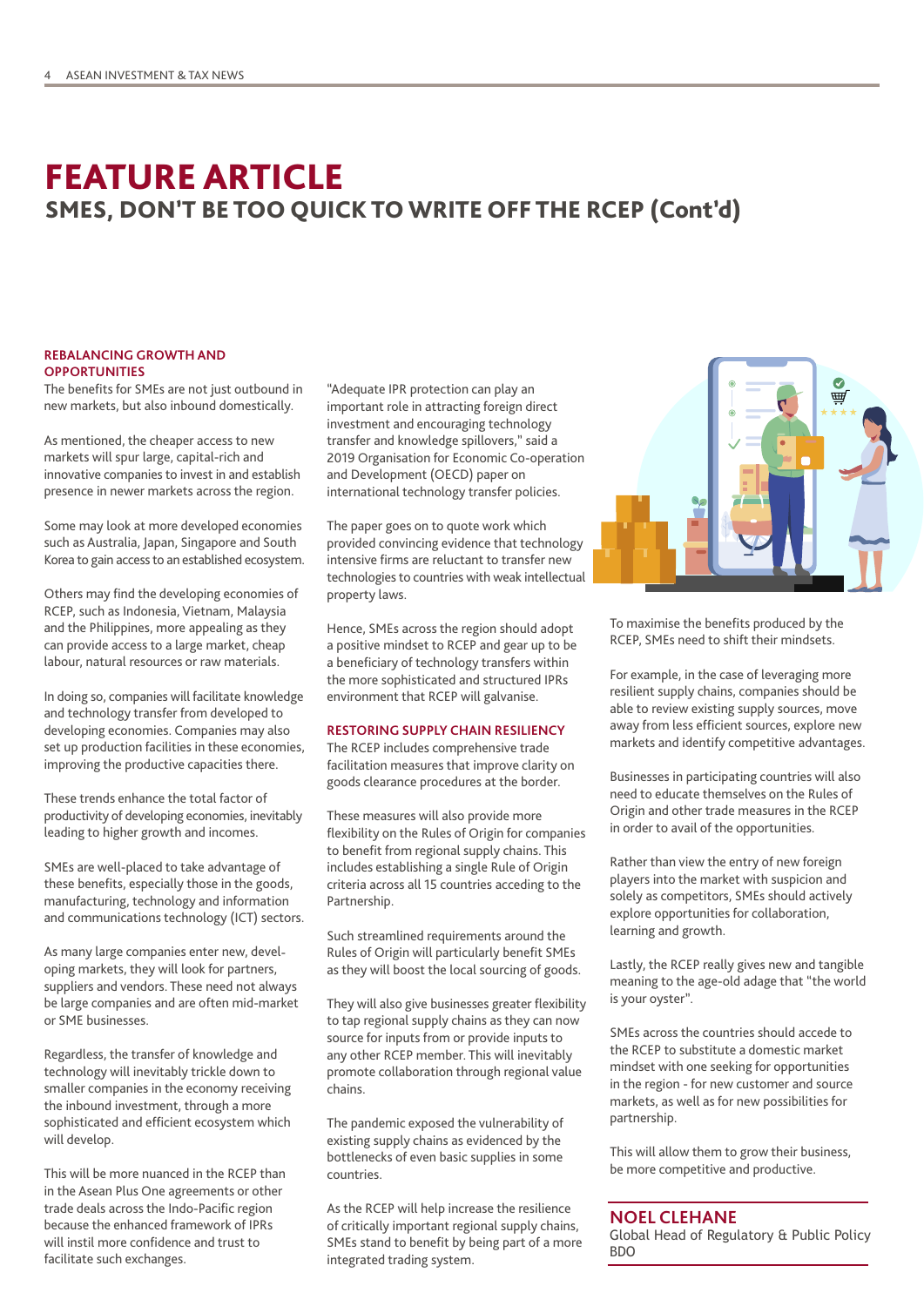# FEATURE ARTICLE

## SMES, DON'T BE TOO QUICK TO WRITE OFF THE RCEP (Cont'd)

### REBALANCING GROWTH AND OPPORTUNITIES

The benefits for SMEs are not just outbound in new markets, but also inbound domestically.

As mentioned, the cheaper access to new markets will spur large, capital-rich and innovative companies to invest in and establish presence in newer markets across the region.

Some may look at more developed economies such as Australia, Japan, Singapore and South Korea to gain access to an established ecosystem.

Others may find the developing economies of RCEP, such as Indonesia, Vietnam, Malaysia and the Philippines, more appealing as they can provide access to a large market, cheap labour, natural resources or raw materials.

In doing so, companies will facilitate knowledge and technology transfer from developed to developing economies. Companies may also set up production facilities in these economies, improving the productive capacities there.

These trends enhance the total factor of productivity of developing economies, inevitably leading to higher growth and incomes.

SMEs are well-placed to take advantage of these benefits, especially those in the goods, manufacturing, technology and information and communications technology (ICT) sectors.

As many large companies enter new, developing markets, they will look for partners, suppliers and vendors. These need not always be large companies and are often mid-market or SME businesses.

Regardless, the transfer of knowledge and technology will inevitably trickle down to smaller companies in the economy receiving the inbound investment, through a more sophisticated and efficient ecosystem which will develop.

This will be more nuanced in the RCEP than in the Asean Plus One agreements or other trade deals across the Indo-Pacific region because the enhanced framework of IPRs will instil more confidence and trust to facilitate such exchanges.

"Adequate IPR protection can play an important role in attracting foreign direct investment and encouraging technology transfer and knowledge spillovers," said a 2019 Organisation for Economic Co-operation and Development (OECD) paper on international technology transfer policies.

The paper goes on to quote work which provided convincing evidence that technology intensive firms are reluctant to transfer new technologies to countries with weak intellectual property laws.

Hence, SMEs across the region should adopt a positive mindset to RCEP and gear up to be a beneficiary of technology transfers within the more sophisticated and structured IPRs environment that RCEP will galvanise.

### RESTORING SUPPLY CHAIN RESILIENCY

The RCEP includes comprehensive trade facilitation measures that improve clarity on goods clearance procedures at the border.

These measures will also provide more flexibility on the Rules of Origin for companies to benefit from regional supply chains. This includes establishing a single Rule of Origin criteria across all 15 countries acceding to the Partnership.

Such streamlined requirements around the Rules of Origin will particularly benefit SMEs as they will boost the local sourcing of goods.

They will also give businesses greater flexibility to tap regional supply chains as they can now source for inputs from or provide inputs to any other RCEP member. This will inevitably promote collaboration through regional value chains.

The pandemic exposed the vulnerability of existing supply chains as evidenced by the bottlenecks of even basic supplies in some countries.

As the RCEP will help increase the resilience of critically important regional supply chains, SMEs stand to benefit by being part of a more integrated trading system.

To maximise the benefits produced by the RCEP, SMEs need to shift their mindsets.

For example, in the case of leveraging more resilient supply chains, companies should be able to review existing supply sources, move away from less efficient sources, explore new markets and identify competitive advantages.

Businesses in participating countries will also need to educate themselves on the Rules of Origin and other trade measures in the RCEP in order to avail of the opportunities.

Rather than view the entry of new foreign players into the market with suspicion and solely as competitors, SMEs should actively explore opportunities for collaboration, learning and growth.

Lastly, the RCEP really gives new and tangible meaning to the age-old adage that "the world is your oyster".

SMEs across the countries should accede to the RCEP to substitute a domestic market mindset with one seeking for opportunities in the region - for new customer and source markets, as well as for new possibilities for partnership.

This will allow them to grow their business, be more competitive and productive.

**NOEL CLEHANE**
Global Head of Regulatory & Public Policy
BDO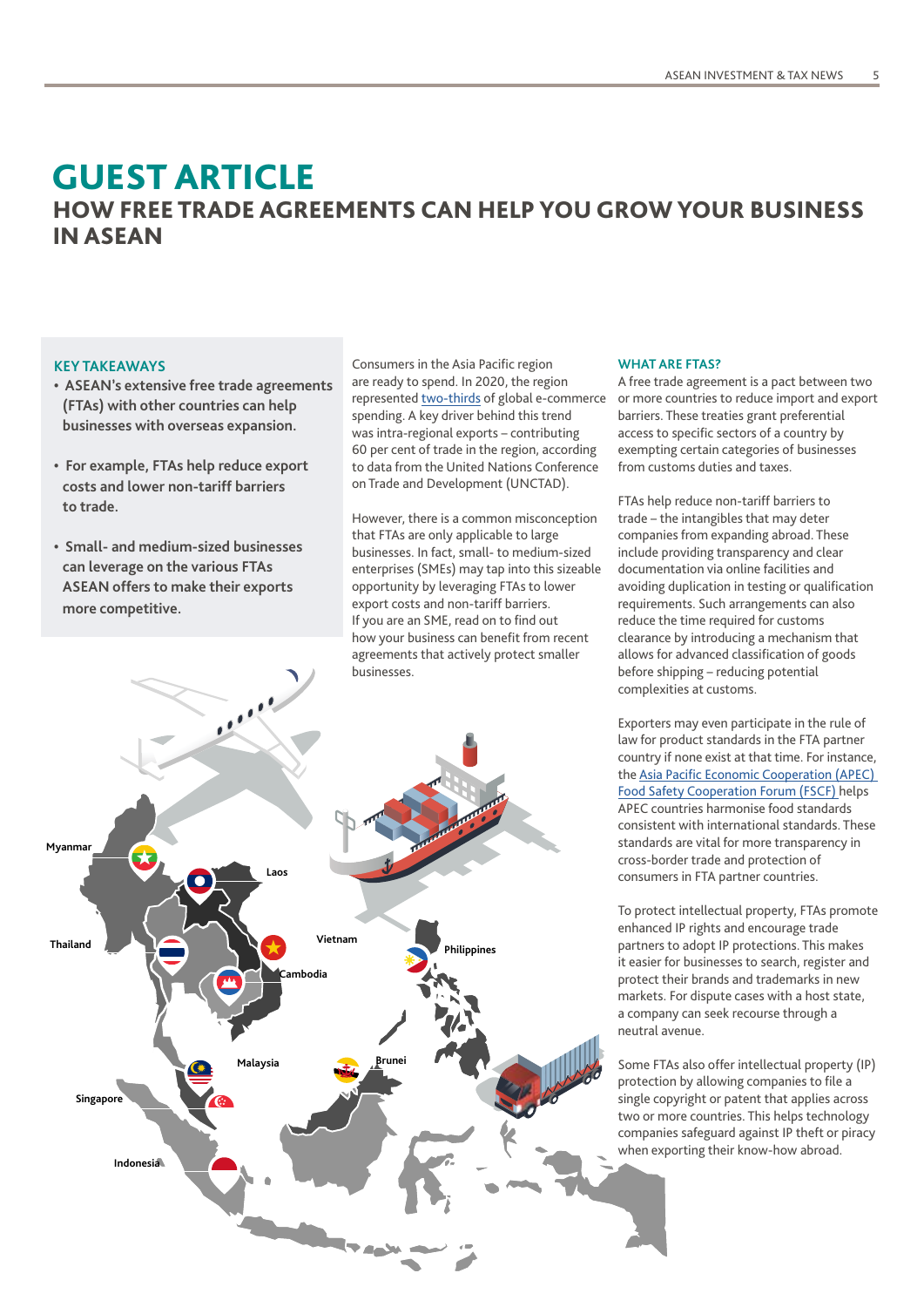# GUEST ARTICLE

## HOW FREE TRADE AGREEMENTS CAN HELP YOU GROW YOUR BUSINESS IN ASEAN

### KEY TAKEAWAYS

- **ASEAN's extensive free trade agreements (FTAs) with other countries can help businesses with overseas expansion.**
- **For example, FTAs help reduce export costs and lower non-tariff barriers to trade.**
- **Small- and medium-sized businesses can leverage on the various FTAs ASEAN offers to make their exports more competitive.**

Consumers in the Asia Pacific region are ready to spend. In 2020, the region represented two-thirds of global e-commerce spending. A key driver behind this trend was intra-regional exports – contributing 60 per cent of trade in the region, according to data from the United Nations Conference on Trade and Development (UNCTAD).

However, there is a common misconception that FTAs are only applicable to large businesses. In fact, small- to medium-sized enterprises (SMEs) may tap into this sizeable opportunity by leveraging FTAs to lower export costs and non-tariff barriers. If you are an SME, read on to find out how your business can benefit from recent agreements that actively protect smaller businesses.

### WHAT ARE FTAS?

A free trade agreement is a pact between two or more countries to reduce import and export barriers. These treaties grant preferential access to specific sectors of a country by exempting certain categories of businesses from customs duties and taxes.

FTAs help reduce non-tariff barriers to trade – the intangibles that may deter companies from expanding abroad. These include providing transparency and clear documentation via online facilities and avoiding duplication in testing or qualification requirements. Such arrangements can also reduce the time required for customs clearance by introducing a mechanism that allows for advanced classification of goods before shipping – reducing potential complexities at customs.

Exporters may even participate in the rule of law for product standards in the FTA partner country if none exist at that time. For instance, the Asia Pacific Economic Cooperation (APEC) Food Safety Cooperation Forum (FSCF) helps APEC countries harmonise food standards consistent with international standards. These standards are vital for more transparency in cross-border trade and protection of consumers in FTA partner countries.

To protect intellectual property, FTAs promote enhanced IP rights and encourage trade partners to adopt IP protections. This makes it easier for businesses to search, register and protect their brands and trademarks in new markets. For dispute cases with a host state, a company can seek recourse through a neutral avenue.

Some FTAs also offer intellectual property (IP) protection by allowing companies to file a single copyright or patent that applies across two or more countries. This helps technology companies safeguard against IP theft or piracy when exporting their know-how abroad.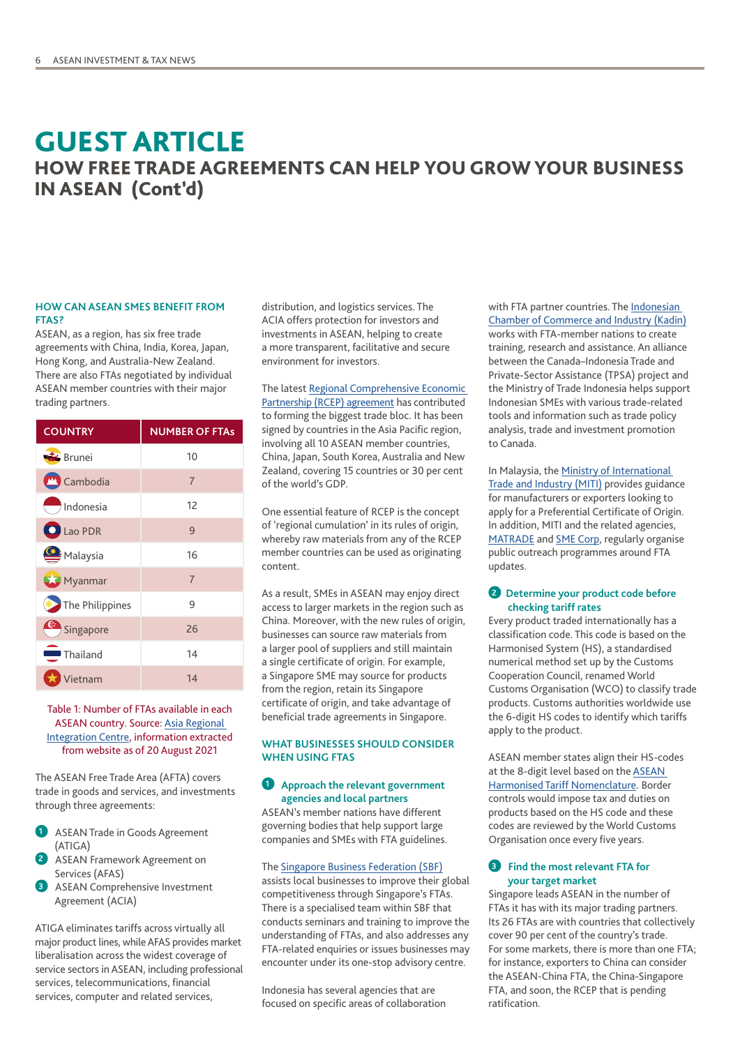# GUEST ARTICLE

## HOW FREE TRADE AGREEMENTS CAN HELP YOU GROW YOUR BUSINESS IN ASEAN (Cont'd)

### HOW CAN ASEAN SMES BENEFIT FROM FTAS?

ASEAN, as a region, has six free trade agreements with China, India, Korea, Japan, Hong Kong, and Australia-New Zealand. There are also FTAs negotiated by individual ASEAN member countries with their major trading partners.

| COUNTRY | NUMBER OF FTAs |
|---|---|
| Brunei | 10 |
| Cambodia | 7 |
| Indonesia | 12 |
| Lao PDR | 9 |
| Malaysia | 16 |
| Myanmar | 7 |
| The Philippines | 9 |
| Singapore | 26 |
| Thailand | 14 |
| Vietnam | 14 |

Table 1: Number of FTAs available in each ASEAN country. Source: Asia Regional Integration Centre, information extracted from website as of 20 August 2021

The ASEAN Free Trade Area (AFTA) covers trade in goods and services, and investments through three agreements:

1. ASEAN Trade in Goods Agreement (ATIGA)
2. ASEAN Framework Agreement on Services (AFAS)
3. ASEAN Comprehensive Investment Agreement (ACIA)

ATIGA eliminates tariffs across virtually all major product lines, while AFAS provides market liberalisation across the widest coverage of service sectors in ASEAN, including professional services, telecommunications, financial services, computer and related services, distribution, and logistics services. The ACIA offers protection for investors and investments in ASEAN, helping to create a more transparent, facilitative and secure environment for investors.

The latest Regional Comprehensive Economic Partnership (RCEP) agreement has contributed to forming the biggest trade bloc. It has been signed by countries in the Asia Pacific region, involving all 10 ASEAN member countries, China, Japan, South Korea, Australia and New Zealand, covering 15 countries or 30 per cent of the world's GDP.

One essential feature of RCEP is the concept of 'regional cumulation' in its rules of origin, whereby raw materials from any of the RCEP member countries can be used as originating content.

As a result, SMEs in ASEAN may enjoy direct access to larger markets in the region such as China. Moreover, with the new rules of origin, businesses can source raw materials from a larger pool of suppliers and still maintain a single certificate of origin. For example, a Singapore SME may source for products from the region, retain its Singapore certificate of origin, and take advantage of beneficial trade agreements in Singapore.

### WHAT BUSINESSES SHOULD CONSIDER WHEN USING FTAS

#### 1. Approach the relevant government agencies and local partners

ASEAN's member nations have different governing bodies that help support large companies and SMEs with FTA guidelines.

The Singapore Business Federation (SBF) assists local businesses to improve their global competitiveness through Singapore's FTAs. There is a specialised team within SBF that conducts seminars and training to improve the understanding of FTAs, and also addresses any FTA-related enquiries or issues businesses may encounter under its one-stop advisory centre.

Indonesia has several agencies that are focused on specific areas of collaboration with FTA partner countries. The Indonesian Chamber of Commerce and Industry (Kadin) works with FTA-member nations to create training, research and assistance. An alliance between the Canada–Indonesia Trade and Private-Sector Assistance (TPSA) project and the Ministry of Trade Indonesia helps support Indonesian SMEs with various trade-related tools and information such as trade policy analysis, trade and investment promotion to Canada.

In Malaysia, the Ministry of International Trade and Industry (MITI) provides guidance for manufacturers or exporters looking to apply for a Preferential Certificate of Origin. In addition, MITI and the related agencies, MATRADE and SME Corp, regularly organise public outreach programmes around FTA updates.

#### 2. Determine your product code before checking tariff rates

Every product traded internationally has a classification code. This code is based on the Harmonised System (HS), a standardised numerical method set up by the Customs Cooperation Council, renamed World Customs Organisation (WCO) to classify trade products. Customs authorities worldwide use the 6-digit HS codes to identify which tariffs apply to the product.

ASEAN member states align their HS-codes at the 8-digit level based on the ASEAN Harmonised Tariff Nomenclature. Border controls would impose tax and duties on products based on the HS code and these codes are reviewed by the World Customs Organisation once every five years.

#### 3. Find the most relevant FTA for your target market

Singapore leads ASEAN in the number of FTAs it has with its major trading partners. Its 26 FTAs are with countries that collectively cover 90 per cent of the country's trade. For some markets, there is more than one FTA; for instance, exporters to China can consider the ASEAN-China FTA, the China-Singapore FTA, and soon, the RCEP that is pending ratification.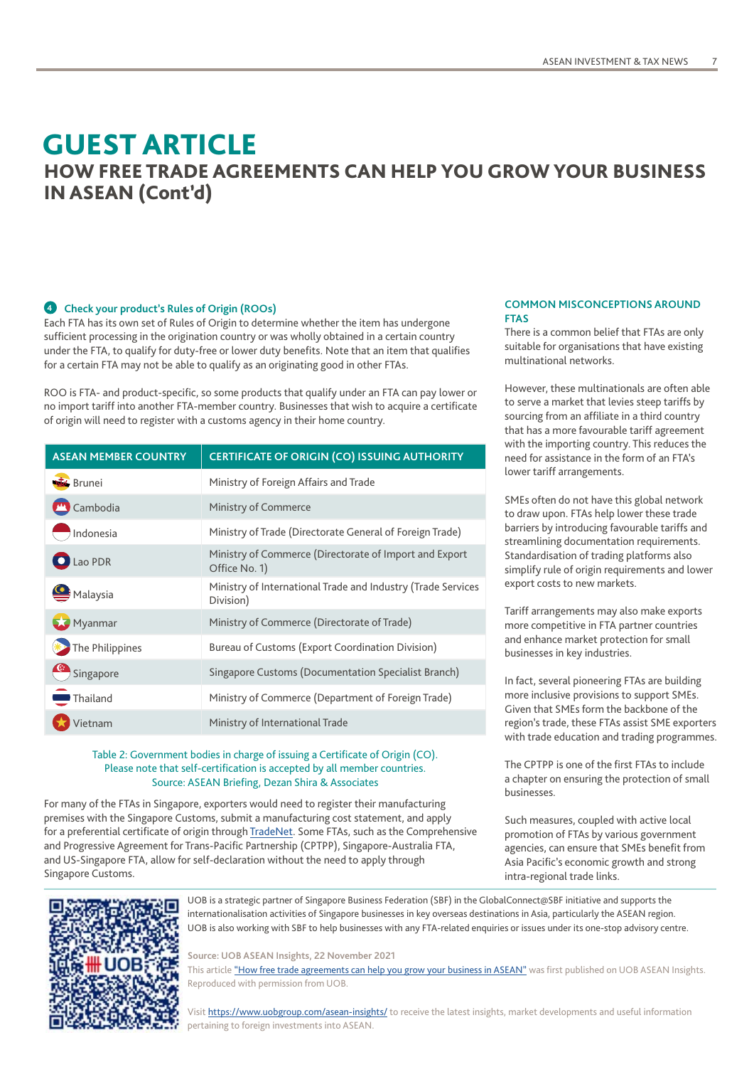# GUEST ARTICLE

## HOW FREE TRADE AGREEMENTS CAN HELP YOU GROW YOUR BUSINESS IN ASEAN (Cont'd)

### 4 Check your product's Rules of Origin (ROOs)

Each FTA has its own set of Rules of Origin to determine whether the item has undergone sufficient processing in the origination country or was wholly obtained in a certain country under the FTA, to qualify for duty-free or lower duty benefits. Note that an item that qualifies for a certain FTA may not be able to qualify as an originating good in other FTAs.

ROO is FTA- and product-specific, so some products that qualify under an FTA can pay lower or no import tariff into another FTA-member country. Businesses that wish to acquire a certificate of origin will need to register with a customs agency in their home country.

| ASEAN MEMBER COUNTRY | CERTIFICATE OF ORIGIN (CO) ISSUING AUTHORITY |
|---|---|
| Brunei | Ministry of Foreign Affairs and Trade |
| Cambodia | Ministry of Commerce |
| Indonesia | Ministry of Trade (Directorate General of Foreign Trade) |
| Lao PDR | Ministry of Commerce (Directorate of Import and Export Office No. 1) |
| Malaysia | Ministry of International Trade and Industry (Trade Services Division) |
| Myanmar | Ministry of Commerce (Directorate of Trade) |
| The Philippines | Bureau of Customs (Export Coordination Division) |
| Singapore | Singapore Customs (Documentation Specialist Branch) |
| Thailand | Ministry of Commerce (Department of Foreign Trade) |
| Vietnam | Ministry of International Trade |

Table 2: Government bodies in charge of issuing a Certificate of Origin (CO). Please note that self-certification is accepted by all member countries.
Source: ASEAN Briefing, Dezan Shira & Associates

For many of the FTAs in Singapore, exporters would need to register their manufacturing premises with the Singapore Customs, submit a manufacturing cost statement, and apply for a preferential certificate of origin through TradeNet. Some FTAs, such as the Comprehensive and Progressive Agreement for Trans-Pacific Partnership (CPTPP), Singapore-Australia FTA, and US-Singapore FTA, allow for self-declaration without the need to apply through Singapore Customs.

### COMMON MISCONCEPTIONS AROUND FTAS

There is a common belief that FTAs are only suitable for organisations that have existing multinational networks.

However, these multinationals are often able to serve a market that levies steep tariffs by sourcing from an affiliate in a third country that has a more favourable tariff agreement with the importing country. This reduces the need for assistance in the form of an FTA's lower tariff arrangements.

SMEs often do not have this global network to draw upon. FTAs help lower these trade barriers by introducing favourable tariffs and streamlining documentation requirements. Standardisation of trading platforms also simplify rule of origin requirements and lower export costs to new markets.

Tariff arrangements may also make exports more competitive in FTA partner countries and enhance market protection for small businesses in key industries.

In fact, several pioneering FTAs are building more inclusive provisions to support SMEs. Given that SMEs form the backbone of the region's trade, these FTAs assist SME exporters with trade education and trading programmes.

The CPTPP is one of the first FTAs to include a chapter on ensuring the protection of small businesses.

Such measures, coupled with active local promotion of FTAs by various government agencies, can ensure that SMEs benefit from Asia Pacific's economic growth and strong intra-regional trade links.

UOB is a strategic partner of Singapore Business Federation (SBF) in the GlobalConnect@SBF initiative and supports the internationalisation activities of Singapore businesses in key overseas destinations in Asia, particularly the ASEAN region. UOB is also working with SBF to help businesses with any FTA-related enquiries or issues under its one-stop advisory centre.

**Source: UOB ASEAN Insights, 22 November 2021**

This article "How free trade agreements can help you grow your business in ASEAN" was first published on UOB ASEAN Insights. Reproduced with permission from UOB.

Visit https://www.uobgroup.com/asean-insights/ to receive the latest insights, market developments and useful information pertaining to foreign investments into ASEAN.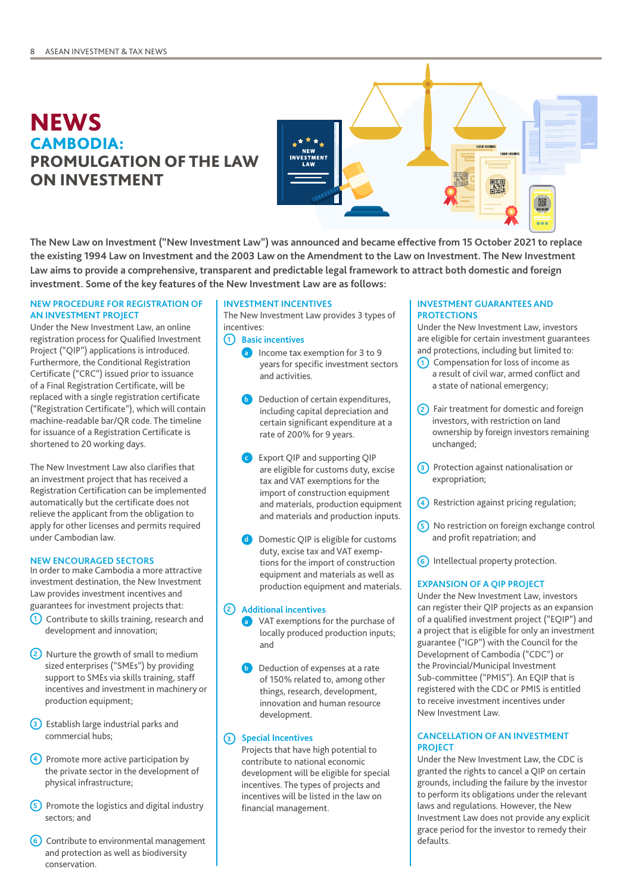# NEWS

## CAMBODIA: PROMULGATION OF THE LAW ON INVESTMENT

**The New Law on Investment ("New Investment Law") was announced and became effective from 15 October 2021 to replace the existing 1994 Law on Investment and the 2003 Law on the Amendment to the Law on Investment. The New Investment Law aims to provide a comprehensive, transparent and predictable legal framework to attract both domestic and foreign investment. Some of the key features of the New Investment Law are as follows:**

### NEW PROCEDURE FOR REGISTRATION OF AN INVESTMENT PROJECT

Under the New Investment Law, an online registration process for Qualified Investment Project ("QIP") applications is introduced. Furthermore, the Conditional Registration Certificate ("CRC") issued prior to issuance of a Final Registration Certificate, will be replaced with a single registration certificate ("Registration Certificate"), which will contain machine-readable bar/QR code. The timeline for issuance of a Registration Certificate is shortened to 20 working days.

The New Investment Law also clarifies that an investment project that has received a Registration Certification can be implemented automatically but the certificate does not relieve the applicant from the obligation to apply for other licenses and permits required under Cambodian law.

### NEW ENCOURAGED SECTORS

In order to make Cambodia a more attractive investment destination, the New Investment Law provides investment incentives and guarantees for investment projects that:

1. Contribute to skills training, research and development and innovation;
2. Nurture the growth of small to medium sized enterprises ("SMEs") by providing support to SMEs via skills training, staff incentives and investment in machinery or production equipment;
3. Establish large industrial parks and commercial hubs;
4. Promote more active participation by the private sector in the development of physical infrastructure;
5. Promote the logistics and digital industry sectors; and
6. Contribute to environmental management and protection as well as biodiversity conservation.

### INVESTMENT INCENTIVES

The New Investment Law provides 3 types of incentives:

1. **Basic incentives**
   - a. Income tax exemption for 3 to 9 years for specific investment sectors and activities.
   - b. Deduction of certain expenditures, including capital depreciation and certain significant expenditure at a rate of 200% for 9 years.
   - c. Export QIP and supporting QIP are eligible for customs duty, excise tax and VAT exemptions for the import of construction equipment and materials, production equipment and materials and production inputs.
   - d. Domestic QIP is eligible for customs duty, excise tax and VAT exemptions for the import of construction equipment and materials as well as production equipment and materials.
2. **Additional incentives**
   - a. VAT exemptions for the purchase of locally produced production inputs; and
   - b. Deduction of expenses at a rate of 150% related to, among other things, research, development, innovation and human resource development.
3. **Special Incentives**

   Projects that have high potential to contribute to national economic development will be eligible for special incentives. The types of projects and incentives will be listed in the law on financial management.

### INVESTMENT GUARANTEES AND PROTECTIONS

Under the New Investment Law, investors are eligible for certain investment guarantees and protections, including but limited to:

1. Compensation for loss of income as a result of civil war, armed conflict and a state of national emergency;
2. Fair treatment for domestic and foreign investors, with restriction on land ownership by foreign investors remaining unchanged;
3. Protection against nationalisation or expropriation;
4. Restriction against pricing regulation;
5. No restriction on foreign exchange control and profit repatriation; and
6. Intellectual property protection.

### EXPANSION OF A QIP PROJECT

Under the New Investment Law, investors can register their QIP projects as an expansion of a qualified investment project ("EQIP") and a project that is eligible for only an investment guarantee ("IGP") with the Council for the Development of Cambodia ("CDC") or the Provincial/Municipal Investment Sub-committee ("PMIS"). An EQIP that is registered with the CDC or PMIS is entitled to receive investment incentives under New Investment Law.

### CANCELLATION OF AN INVESTMENT PROJECT

Under the New Investment Law, the CDC is granted the rights to cancel a QIP on certain grounds, including the failure by the investor to perform its obligations under the relevant laws and regulations. However, the New Investment Law does not provide any explicit grace period for the investor to remedy their defaults.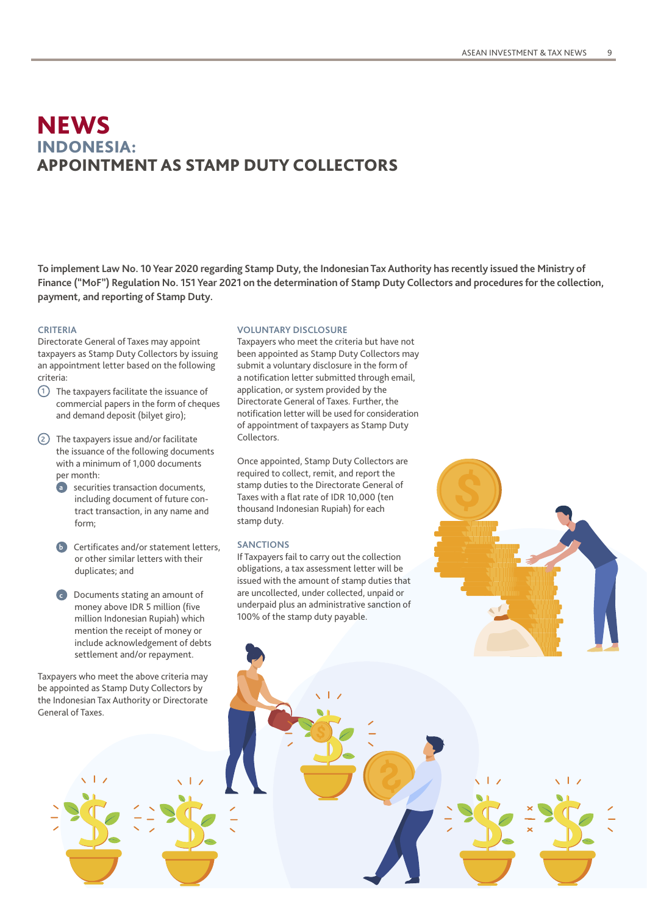# NEWS

## INDONESIA:

## APPOINTMENT AS STAMP DUTY COLLECTORS

**To implement Law No. 10 Year 2020 regarding Stamp Duty, the Indonesian Tax Authority has recently issued the Ministry of Finance ("MoF") Regulation No. 151 Year 2021 on the determination of Stamp Duty Collectors and procedures for the collection, payment, and reporting of Stamp Duty.**

### CRITERIA

Directorate General of Taxes may appoint taxpayers as Stamp Duty Collectors by issuing an appointment letter based on the following criteria:

1. The taxpayers facilitate the issuance of commercial papers in the form of cheques and demand deposit (bilyet giro);
2. The taxpayers issue and/or facilitate the issuance of the following documents with a minimum of 1,000 documents per month:
   a. securities transaction documents, including document of future contract transaction, in any name and form;
   b. Certificates and/or statement letters, or other similar letters with their duplicates; and
   c. Documents stating an amount of money above IDR 5 million (five million Indonesian Rupiah) which mention the receipt of money or include acknowledgement of debts settlement and/or repayment.

Taxpayers who meet the above criteria may be appointed as Stamp Duty Collectors by the Indonesian Tax Authority or Directorate General of Taxes.

### VOLUNTARY DISCLOSURE

Taxpayers who meet the criteria but have not been appointed as Stamp Duty Collectors may submit a voluntary disclosure in the form of a notification letter submitted through email, application, or system provided by the Directorate General of Taxes. Further, the notification letter will be used for consideration of appointment of taxpayers as Stamp Duty Collectors.

Once appointed, Stamp Duty Collectors are required to collect, remit, and report the stamp duties to the Directorate General of Taxes with a flat rate of IDR 10,000 (ten thousand Indonesian Rupiah) for each stamp duty.

### SANCTIONS

If Taxpayers fail to carry out the collection obligations, a tax assessment letter will be issued with the amount of stamp duties that are uncollected, under collected, unpaid or underpaid plus an administrative sanction of 100% of the stamp duty payable.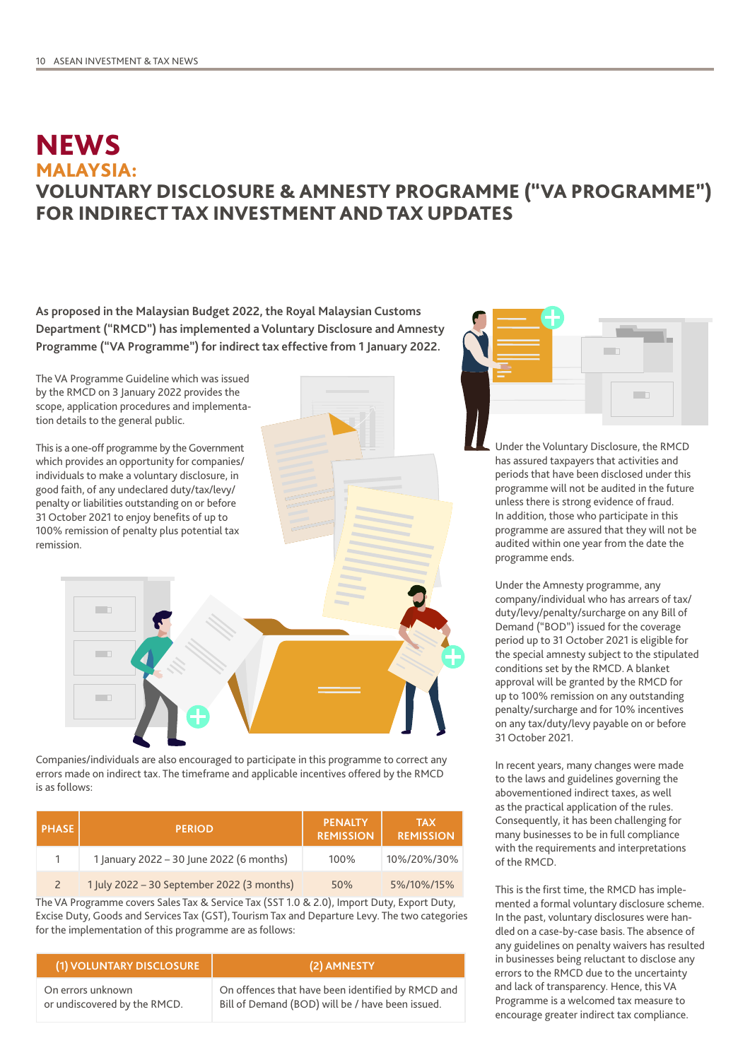# NEWS

## MALAYSIA:

## VOLUNTARY DISCLOSURE & AMNESTY PROGRAMME ("VA PROGRAMME") FOR INDIRECT TAX INVESTMENT AND TAX UPDATES

**As proposed in the Malaysian Budget 2022, the Royal Malaysian Customs Department ("RMCD") has implemented a Voluntary Disclosure and Amnesty Programme ("VA Programme") for indirect tax effective from 1 January 2022.**

The VA Programme Guideline which was issued by the RMCD on 3 January 2022 provides the scope, application procedures and implementation details to the general public.

This is a one-off programme by the Government which provides an opportunity for companies/individuals to make a voluntary disclosure, in good faith, of any undeclared duty/tax/levy/penalty or liabilities outstanding on or before 31 October 2021 to enjoy benefits of up to 100% remission of penalty plus potential tax remission.

Companies/individuals are also encouraged to participate in this programme to correct any errors made on indirect tax. The timeframe and applicable incentives offered by the RMCD is as follows:

| PHASE | PERIOD | PENALTY REMISSION | TAX REMISSION |
|---|---|---|---|
| 1 | 1 January 2022 – 30 June 2022 (6 months) | 100% | 10%/20%/30% |
| 2 | 1 July 2022 – 30 September 2022 (3 months) | 50% | 5%/10%/15% |

The VA Programme covers Sales Tax & Service Tax (SST 1.0 & 2.0), Import Duty, Export Duty, Excise Duty, Goods and Services Tax (GST), Tourism Tax and Departure Levy. The two categories for the implementation of this programme are as follows:

| (1) VOLUNTARY DISCLOSURE | (2) AMNESTY |
|---|---|
| On errors unknown or undiscovered by the RMCD. | On offences that have been identified by RMCD and Bill of Demand (BOD) will be / have been issued. |

Under the Voluntary Disclosure, the RMCD has assured taxpayers that activities and periods that have been disclosed under this programme will not be audited in the future unless there is strong evidence of fraud. In addition, those who participate in this programme are assured that they will not be audited within one year from the date the programme ends.

Under the Amnesty programme, any company/individual who has arrears of tax/duty/levy/penalty/surcharge on any Bill of Demand ("BOD") issued for the coverage period up to 31 October 2021 is eligible for the special amnesty subject to the stipulated conditions set by the RMCD. A blanket approval will be granted by the RMCD for up to 100% remission on any outstanding penalty/surcharge and for 10% incentives on any tax/duty/levy payable on or before 31 October 2021.

In recent years, many changes were made to the laws and guidelines governing the abovementioned indirect taxes, as well as the practical application of the rules. Consequently, it has been challenging for many businesses to be in full compliance with the requirements and interpretations of the RMCD.

This is the first time, the RMCD has implemented a formal voluntary disclosure scheme. In the past, voluntary disclosures were handled on a case-by-case basis. The absence of any guidelines on penalty waivers has resulted in businesses being reluctant to disclose any errors to the RMCD due to the uncertainty and lack of transparency. Hence, this VA Programme is a welcomed tax measure to encourage greater indirect tax compliance.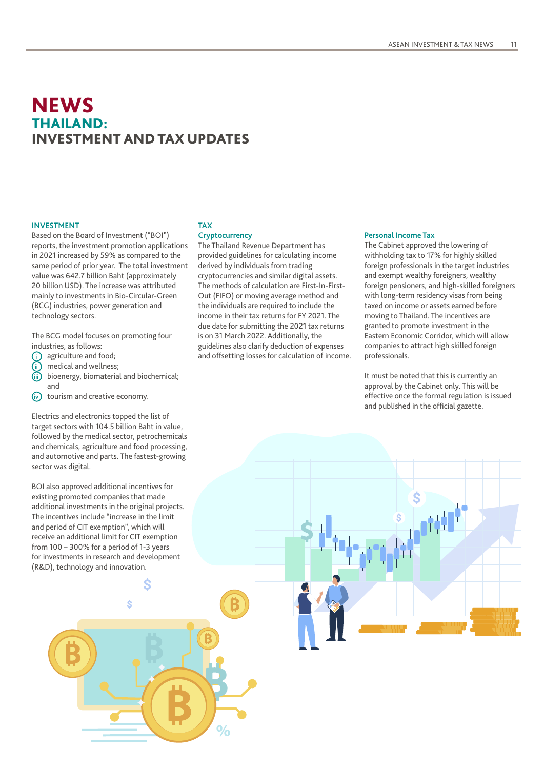# NEWS
## THAILAND:
## INVESTMENT AND TAX UPDATES

### INVESTMENT

Based on the Board of Investment ("BOI") reports, the investment promotion applications in 2021 increased by 59% as compared to the same period of prior year. The total investment value was 642.7 billion Baht (approximately 20 billion USD). The increase was attributed mainly to investments in Bio-Circular-Green (BCG) industries, power generation and technology sectors.

The BCG model focuses on promoting four industries, as follows:

(i) agriculture and food;
(ii) medical and wellness;
(iii) bioenergy, biomaterial and biochemical; and
(iv) tourism and creative economy.

Electrics and electronics topped the list of target sectors with 104.5 billion Baht in value, followed by the medical sector, petrochemicals and chemicals, agriculture and food processing, and automotive and parts. The fastest-growing sector was digital.

BOI also approved additional incentives for existing promoted companies that made additional investments in the original projects. The incentives include "increase in the limit and period of CIT exemption", which will receive an additional limit for CIT exemption from 100 – 300% for a period of 1-3 years for investments in research and development (R&D), technology and innovation.

### TAX

#### Cryptocurrency

The Thailand Revenue Department has provided guidelines for calculating income derived by individuals from trading cryptocurrencies and similar digital assets. The methods of calculation are First-In-First-Out (FIFO) or moving average method and the individuals are required to include the income in their tax returns for FY 2021. The due date for submitting the 2021 tax returns is on 31 March 2022. Additionally, the guidelines also clarify deduction of expenses and offsetting losses for calculation of income.

#### Personal Income Tax

The Cabinet approved the lowering of withholding tax to 17% for highly skilled foreign professionals in the target industries and exempt wealthy foreigners, wealthy foreign pensioners, and high-skilled foreigners with long-term residency visas from being taxed on income or assets earned before moving to Thailand. The incentives are granted to promote investment in the Eastern Economic Corridor, which will allow companies to attract high skilled foreign professionals.

It must be noted that this is currently an approval by the Cabinet only. This will be effective once the formal regulation is issued and published in the official gazette.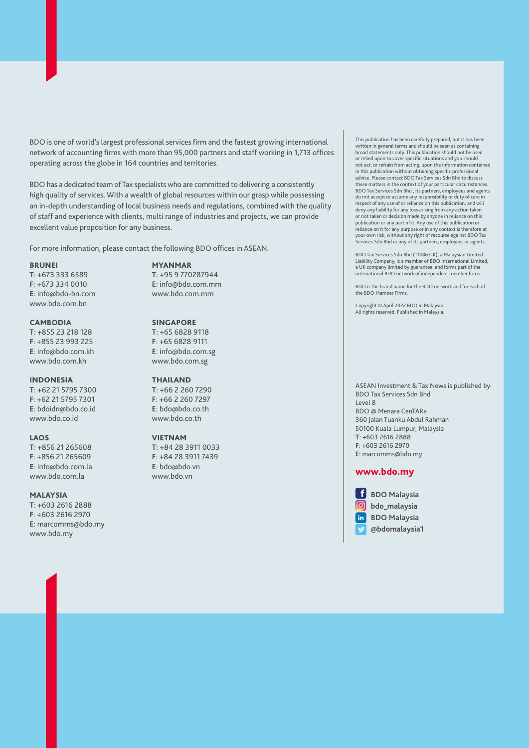BDO is one of world's largest professional services firm and the fastest growing international network of accounting firms with more than 95,000 partners and staff working in 1,713 offices operating across the globe in 164 countries and territories.

BDO has a dedicated team of Tax specialists who are committed to delivering a consistently high quality of services. With a wealth of global resources within our grasp while possessing an in-depth understanding of local business needs and regulations, combined with the quality of staff and experience with clients, multi range of industries and projects, we can provide excellent value proposition for any business.

For more information, please contact the following BDO offices in ASEAN.

**BRUNEI**
**T**: +673 333 6589
**F**: +673 334 0010
**E**: info@bdo-bn.com
www.bdo.com.bn

**CAMBODIA**
**T**: +855 23 218 128
**F**: +855 23 993 225
**E**: info@bdo.com.kh
www.bdo.com.kh

**INDONESIA**
**T**: +62 21 5795 7300
**F**: +62 21 5795 7301
**E**: bdoidn@bdo.co.id
www.bdo.co.id

**LAOS**
**T**: +856 21 265608
**F**: +856 21 265609
**E**: info@bdo.com.la
www.bdo.com.la

**MALAYSIA**
**T**: +603 2616 2888
**F**: +603 2616 2970
**E**: marcomms@bdo.my
www.bdo.my

**MYANMAR**
**T**: +95 9 770287944
**E**: info@bdo.com.mm
www.bdo.com.mm

**SINGAPORE**
**T**: +65 6828 9118
**F**: +65 6828 9111
**E**: info@bdo.com.sg
www.bdo.com.sg

**THAILAND**
**T**: +66 2 260 7290
**F**: +66 2 260 7297
**E**: bdo@bdo.co.th
www.bdo.co.th

**VIETNAM**
**T**: +84 28 3911 0033
**F**: +84 28 3911 7439
**E**: bdo@bdo.vn
www.bdo.vn

This publication has been carefully prepared, but it has been written in general terms and should be seen as containing broad statements only. This publication should not be used or relied upon to cover specific situations and you should not act, or refrain from acting, upon the information contained in this publication without obtaining specific professional advice. Please contact BDO Tax Services Sdn Bhd to discuss these matters in the context of your particular circumstances. BDO Tax Services Sdn Bhd , its partners, employees and agents do not accept or assume any responsibility or duty of care in respect of any use of or reliance on this publication, and will deny any liability for any loss arising from any action taken or not taken or decision made by anyone in reliance on this publication or any part of it. Any use of this publication or reliance on it for any purpose or in any context is therefore at your own risk, without any right of recourse against BDO Tax Services Sdn Bhd or any of its partners, employees or agents.

BDO Tax Services Sdn Bhd (114863-K), a Malaysian Limited Liability Company, is a member of BDO International Limited, a UK company limited by guarantee, and forms part of the international BDO network of independent member firms.

BDO is the brand name for the BDO network and for each of the BDO Member Firms.

Copyright © April 2022 BDO in Malaysia.
All rights reserved. Published in Malaysia.

ASEAN Investment & Tax News is published by:
BDO Tax Services Sdn Bhd
Level 8
BDO @ Menara CenTARa
360 Jalan Tuanku Abdul Rahman
50100 Kuala Lumpur, Malaysia
**T**: +603 2616 2888
**F**: +603 2616 2970
**E**: marcomms@bdo.my

**www.bdo.my**

**BDO Malaysia**
**bdo_malaysia**
**BDO Malaysia**
**@bdomalaysia1**